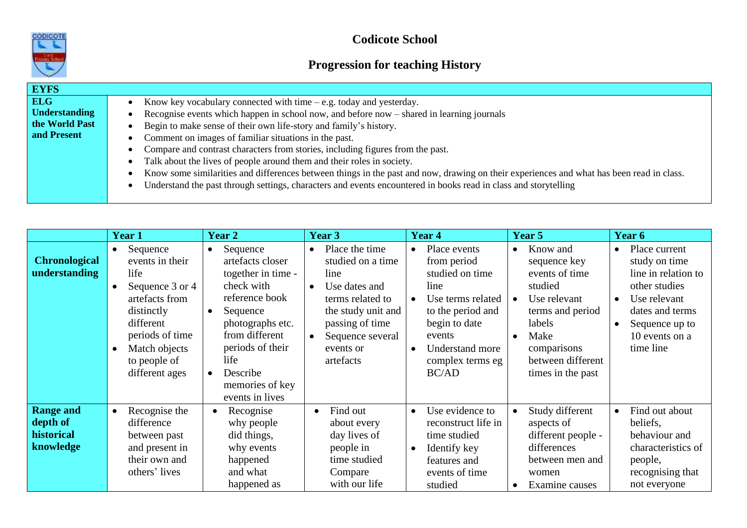# Codicote School

## Progression for teaching History

| EYFS | |
|---|---|
| **ELG Understanding the World Past and Present** | • Know key vocabulary connected with time – e.g. today and yesterday.<br>• Recognise events which happen in school now, and before now – shared in learning journals<br>• Begin to make sense of their own life-story and family's history.<br>• Comment on images of familiar situations in the past.<br>• Compare and contrast characters from stories, including figures from the past.<br>• Talk about the lives of people around them and their roles in society.<br>• Know some similarities and differences between things in the past and now, drawing on their experiences and what has been read in class.<br>• Understand the past through settings, characters and events encountered in books read in class and storytelling |

| | Year 1 | Year 2 | Year 3 | Year 4 | Year 5 | Year 6 |
|---|---|---|---|---|---|---|
| **Chronological understanding** | • Sequence events in their life<br>• Sequence 3 or 4 artefacts from distinctly different periods of time<br>• Match objects to people of different ages | • Sequence artefacts closer together in time - check with reference book<br>• Sequence photographs etc. from different periods of their life<br>• Describe memories of key events in lives | • Place the time studied on a time line<br>• Use dates and terms related to the study unit and passing of time<br>• Sequence several events or artefacts | • Place events from period studied on time line<br>• Use terms related to the period and begin to date events<br>• Understand more complex terms eg BC/AD | • Know and sequence key events of time studied<br>• Use relevant terms and period labels<br>• Make comparisons between different times in the past | • Place current study on time line in relation to other studies<br>• Use relevant dates and terms<br>• Sequence up to 10 events on a time line |
| **Range and depth of historical knowledge** | • Recognise the difference between past and present in their own and others' lives | • Recognise why people did things, why events happened and what happened as | • Find out about every day lives of people in time studied Compare with our life | • Use evidence to reconstruct life in time studied<br>• Identify key features and events of time studied | • Study different aspects of different people - differences between men and women<br>• Examine causes | • Find out about beliefs, behaviour and characteristics of people, recognising that not everyone |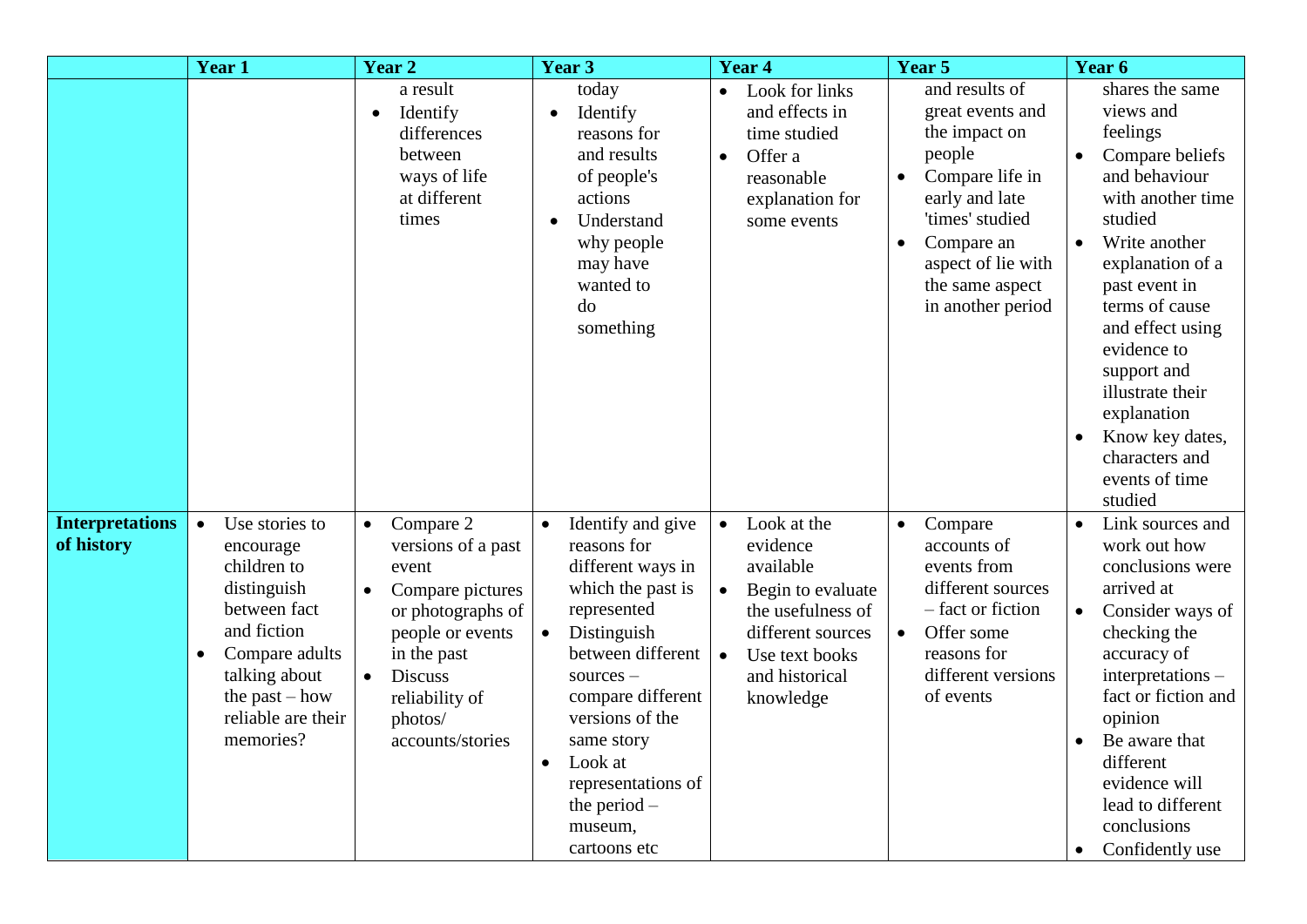|  | Year 1 | Year 2 | Year 3 | Year 4 | Year 5 | Year 6 |
|---|---|---|---|---|---|---|
|  |  | a result<br>• Identify differences between ways of life at different times | today<br>• Identify reasons for and results of people's actions<br>• Understand why people may have wanted to do something | • Look for links and effects in time studied<br>• Offer a reasonable explanation for some events | and results of great events and the impact on people<br>• Compare life in early and late 'times' studied<br>• Compare an aspect of lie with the same aspect in another period | shares the same views and feelings<br>• Compare beliefs and behaviour with another time studied<br>• Write another explanation of a past event in terms of cause and effect using evidence to support and illustrate their explanation<br>• Know key dates, characters and events of time studied |
| **Interpretations of history** | • Use stories to encourage children to distinguish between fact and fiction<br>• Compare adults talking about the past – how reliable are their memories? | • Compare 2 versions of a past event<br>• Compare pictures or photographs of people or events in the past<br>• Discuss reliability of photos/ accounts/stories | • Identify and give reasons for different ways in which the past is represented<br>• Distinguish between different sources – compare different versions of the same story<br>• Look at representations of the period – museum, cartoons etc | • Look at the evidence available<br>• Begin to evaluate the usefulness of different sources<br>• Use text books and historical knowledge | • Compare accounts of events from different sources – fact or fiction<br>• Offer some reasons for different versions of events | • Link sources and work out how conclusions were arrived at<br>• Consider ways of checking the accuracy of interpretations – fact or fiction and opinion<br>• Be aware that different evidence will lead to different conclusions<br>• Confidently use |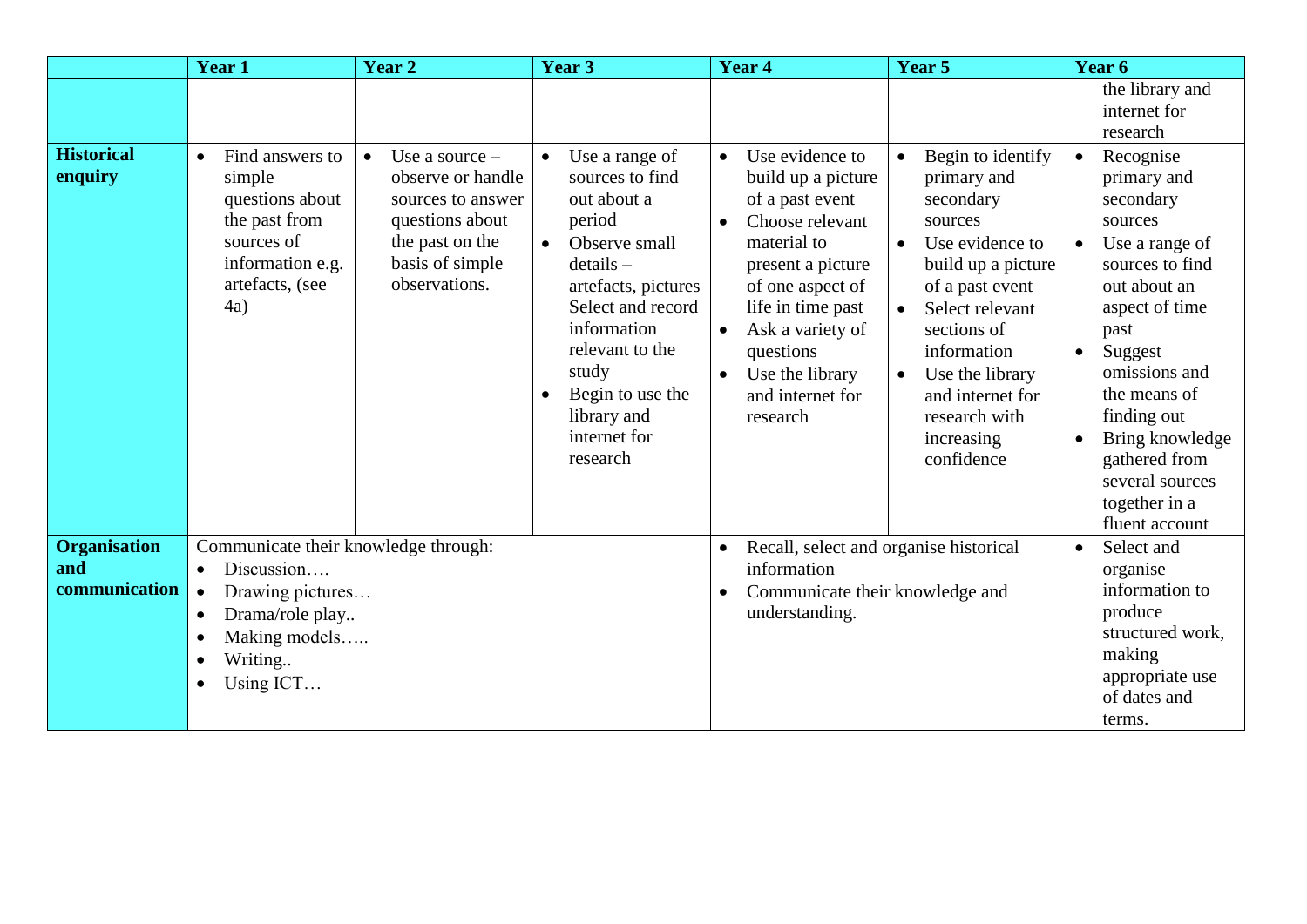| | Year 1 | Year 2 | Year 3 | Year 4 | Year 5 | Year 6 |
|---|---|---|---|---|---|---|
| | | | | | | the library and internet for research |
| **Historical enquiry** | • Find answers to simple questions about the past from sources of information e.g. artefacts, (see 4a) | • Use a source – observe or handle sources to answer questions about the past on the basis of simple observations. | • Use a range of sources to find out about a period<br>• Observe small details – artefacts, pictures Select and record information relevant to the study<br>• Begin to use the library and internet for research | • Use evidence to build up a picture of a past event<br>• Choose relevant material to present a picture of one aspect of life in time past<br>• Ask a variety of questions<br>• Use the library and internet for research | • Begin to identify primary and secondary sources<br>• Use evidence to build up a picture of a past event<br>• Select relevant sections of information<br>• Use the library and internet for research with increasing confidence | • Recognise primary and secondary sources<br>• Use a range of sources to find out about an aspect of time past<br>• Suggest omissions and the means of finding out<br>• Bring knowledge gathered from several sources together in a fluent account |
| **Organisation and communication** | Communicate their knowledge through:<br>• Discussion….<br>• Drawing pictures…<br>• Drama/role play..<br>• Making models…..<br>• Writing..<br>• Using ICT… | | | • Recall, select and organise historical information<br>• Communicate their knowledge and understanding. | | • Select and organise information to produce structured work, making appropriate use of dates and terms. |